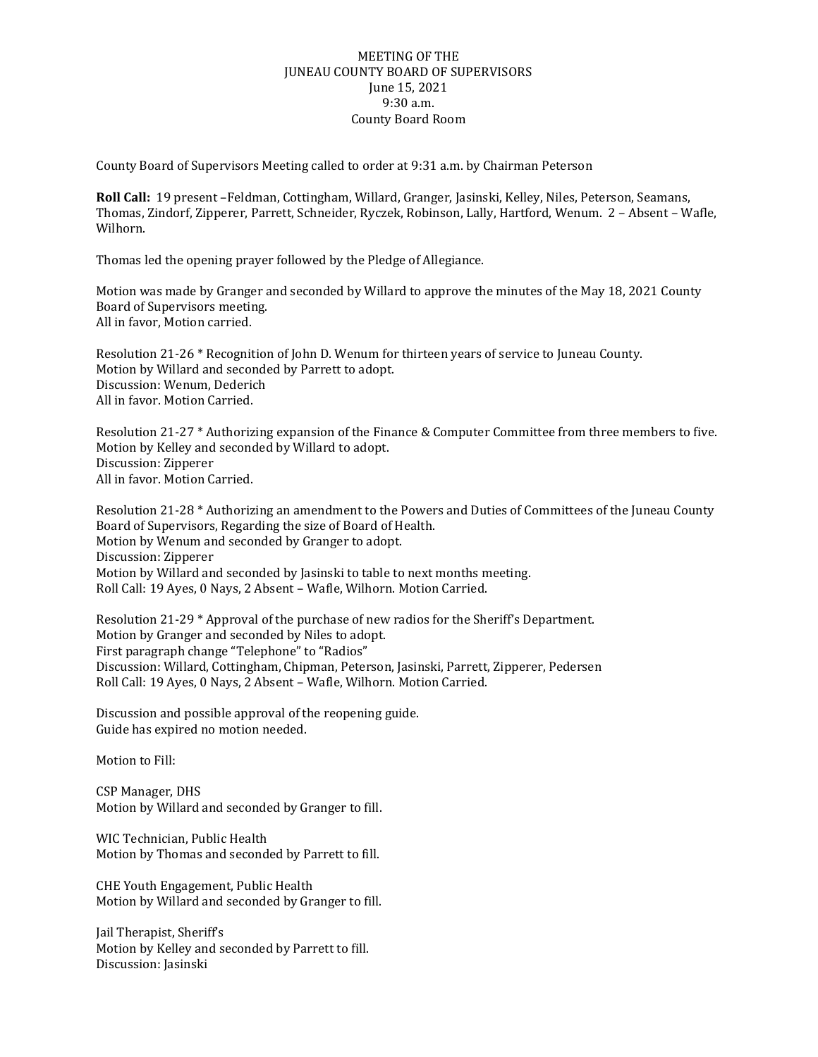# MEETING OF THE
# JUNEAU COUNTY BOARD OF SUPERVISORS

June 15, 2021
9:30 a.m.
County Board Room

County Board of Supervisors Meeting called to order at 9:31 a.m. by Chairman Peterson

**Roll Call:** 19 present –Feldman, Cottingham, Willard, Granger, Jasinski, Kelley, Niles, Peterson, Seamans, Thomas, Zindorf, Zipperer, Parrett, Schneider, Ryczek, Robinson, Lally, Hartford, Wenum. 2 – Absent – Wafle, Wilhorn.

Thomas led the opening prayer followed by the Pledge of Allegiance.

Motion was made by Granger and seconded by Willard to approve the minutes of the May 18, 2021 County Board of Supervisors meeting.
All in favor, Motion carried.

Resolution 21-26 * Recognition of John D. Wenum for thirteen years of service to Juneau County.
Motion by Willard and seconded by Parrett to adopt.
Discussion: Wenum, Dederich
All in favor. Motion Carried.

Resolution 21-27 * Authorizing expansion of the Finance & Computer Committee from three members to five.
Motion by Kelley and seconded by Willard to adopt.
Discussion: Zipperer
All in favor. Motion Carried.

Resolution 21-28 * Authorizing an amendment to the Powers and Duties of Committees of the Juneau County Board of Supervisors, Regarding the size of Board of Health.
Motion by Wenum and seconded by Granger to adopt.
Discussion: Zipperer
Motion by Willard and seconded by Jasinski to table to next months meeting.
Roll Call: 19 Ayes, 0 Nays, 2 Absent – Wafle, Wilhorn. Motion Carried.

Resolution 21-29 * Approval of the purchase of new radios for the Sheriff's Department.
Motion by Granger and seconded by Niles to adopt.
First paragraph change "Telephone" to "Radios"
Discussion: Willard, Cottingham, Chipman, Peterson, Jasinski, Parrett, Zipperer, Pedersen
Roll Call: 19 Ayes, 0 Nays, 2 Absent – Wafle, Wilhorn. Motion Carried.

Discussion and possible approval of the reopening guide.
Guide has expired no motion needed.

Motion to Fill:

CSP Manager, DHS
Motion by Willard and seconded by Granger to fill.

WIC Technician, Public Health
Motion by Thomas and seconded by Parrett to fill.

CHE Youth Engagement, Public Health
Motion by Willard and seconded by Granger to fill.

Jail Therapist, Sheriff's
Motion by Kelley and seconded by Parrett to fill.
Discussion: Jasinski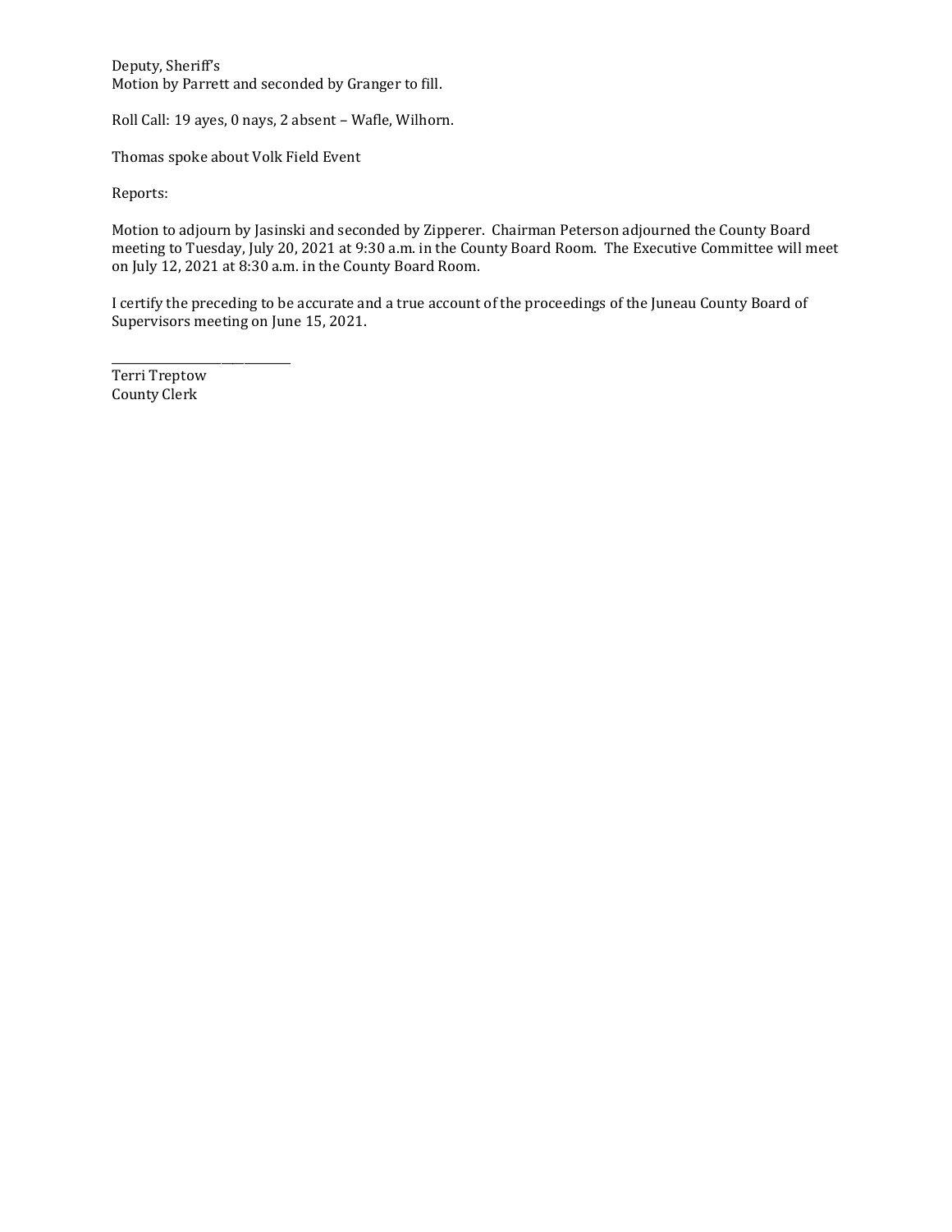Deputy, Sheriff's
Motion by Parrett and seconded by Granger to fill.

Roll Call: 19 ayes, 0 nays, 2 absent – Wafle, Wilhorn.

Thomas spoke about Volk Field Event

Reports:

Motion to adjourn by Jasinski and seconded by Zipperer. Chairman Peterson adjourned the County Board meeting to Tuesday, July 20, 2021 at 9:30 a.m. in the County Board Room. The Executive Committee will meet on July 12, 2021 at 8:30 a.m. in the County Board Room.

I certify the preceding to be accurate and a true account of the proceedings of the Juneau County Board of Supervisors meeting on June 15, 2021.

\_\_\_\_\_\_\_\_\_\_\_\_\_\_\_\_\_\_\_\_\_\_\_\_\_\_\_\_\_\_\_\_
Terri Treptow
County Clerk